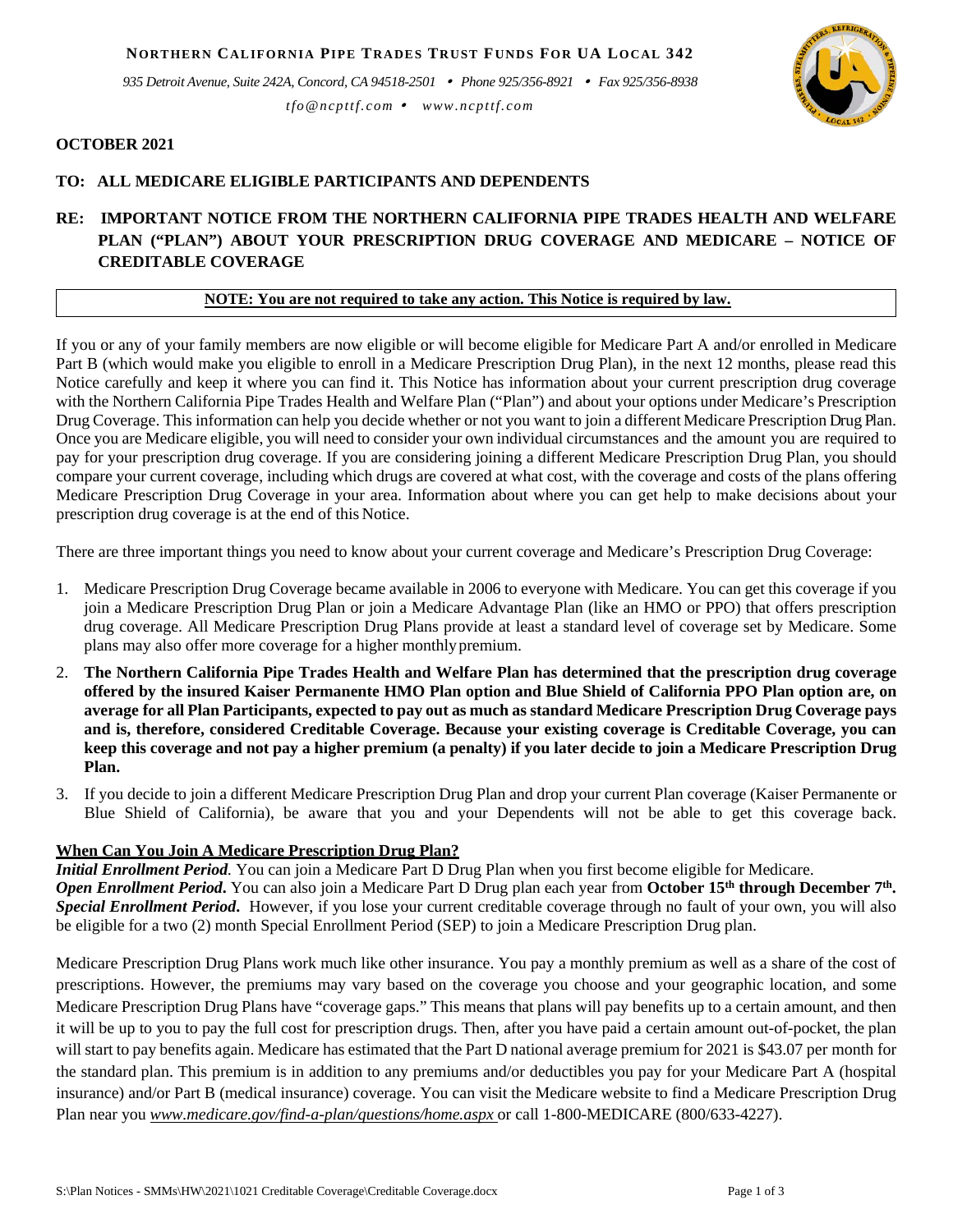**NORTHERN CALIFORNIA PIPE TRADES TRUST FUNDS FOR UA LOCAL 342**

*935 Detroit Avenue, Suite 242A, Concord, CA 94518-2501 • Phone 925/356-8921 • Fax 925/356-8938*

*tfo@ncpttf.com • www.ncpttf.com*

**OCTOBER 2021**

**TO: ALL MEDICARE ELIGIBLE PARTICIPANTS AND DEPENDENTS**

**RE: IMPORTANT NOTICE FROM THE NORTHERN CALIFORNIA PIPE TRADES HEALTH AND WELFARE PLAN ("PLAN") ABOUT YOUR PRESCRIPTION DRUG COVERAGE AND MEDICARE – NOTICE OF CREDITABLE COVERAGE**

**NOTE: You are not required to take any action. This Notice is required by law.**

If you or any of your family members are now eligible or will become eligible for Medicare Part A and/or enrolled in Medicare Part B (which would make you eligible to enroll in a Medicare Prescription Drug Plan), in the next 12 months, please read this Notice carefully and keep it where you can find it. This Notice has information about your current prescription drug coverage with the Northern California Pipe Trades Health and Welfare Plan ("Plan") and about your options under Medicare's Prescription Drug Coverage. This information can help you decide whether or not you want to join a different Medicare Prescription Drug Plan. Once you are Medicare eligible, you will need to consider your own individual circumstances and the amount you are required to pay for your prescription drug coverage. If you are considering joining a different Medicare Prescription Drug Plan, you should compare your current coverage, including which drugs are covered at what cost, with the coverage and costs of the plans offering Medicare Prescription Drug Coverage in your area. Information about where you can get help to make decisions about your prescription drug coverage is at the end of this Notice.

There are three important things you need to know about your current coverage and Medicare's Prescription Drug Coverage:

1. Medicare Prescription Drug Coverage became available in 2006 to everyone with Medicare. You can get this coverage if you join a Medicare Prescription Drug Plan or join a Medicare Advantage Plan (like an HMO or PPO) that offers prescription drug coverage. All Medicare Prescription Drug Plans provide at least a standard level of coverage set by Medicare. Some plans may also offer more coverage for a higher monthly premium.
2. **The Northern California Pipe Trades Health and Welfare Plan has determined that the prescription drug coverage offered by the insured Kaiser Permanente HMO Plan option and Blue Shield of California PPO Plan option are, on average for all Plan Participants, expected to pay out as much as standard Medicare Prescription Drug Coverage pays and is, therefore, considered Creditable Coverage. Because your existing coverage is Creditable Coverage, you can keep this coverage and not pay a higher premium (a penalty) if you later decide to join a Medicare Prescription Drug Plan.**
3. If you decide to join a different Medicare Prescription Drug Plan and drop your current Plan coverage (Kaiser Permanente or Blue Shield of California), be aware that you and your Dependents will not be able to get this coverage back.

**When Can You Join A Medicare Prescription Drug Plan?**

***Initial Enrollment Period***. You can join a Medicare Part D Drug Plan when you first become eligible for Medicare.
***Open Enrollment Period***. You can also join a Medicare Part D Drug plan each year from **October 15th through December 7th.**
***Special Enrollment Period***. However, if you lose your current creditable coverage through no fault of your own, you will also be eligible for a two (2) month Special Enrollment Period (SEP) to join a Medicare Prescription Drug plan.

Medicare Prescription Drug Plans work much like other insurance. You pay a monthly premium as well as a share of the cost of prescriptions. However, the premiums may vary based on the coverage you choose and your geographic location, and some Medicare Prescription Drug Plans have "coverage gaps." This means that plans will pay benefits up to a certain amount, and then it will be up to you to pay the full cost for prescription drugs. Then, after you have paid a certain amount out-of-pocket, the plan will start to pay benefits again. Medicare has estimated that the Part D national average premium for 2021 is $43.07 per month for the standard plan. This premium is in addition to any premiums and/or deductibles you pay for your Medicare Part A (hospital insurance) and/or Part B (medical insurance) coverage. You can visit the Medicare website to find a Medicare Prescription Drug Plan near you *www.medicare.gov/find-a-plan/questions/home.aspx* or call 1-800-MEDICARE (800/633-4227).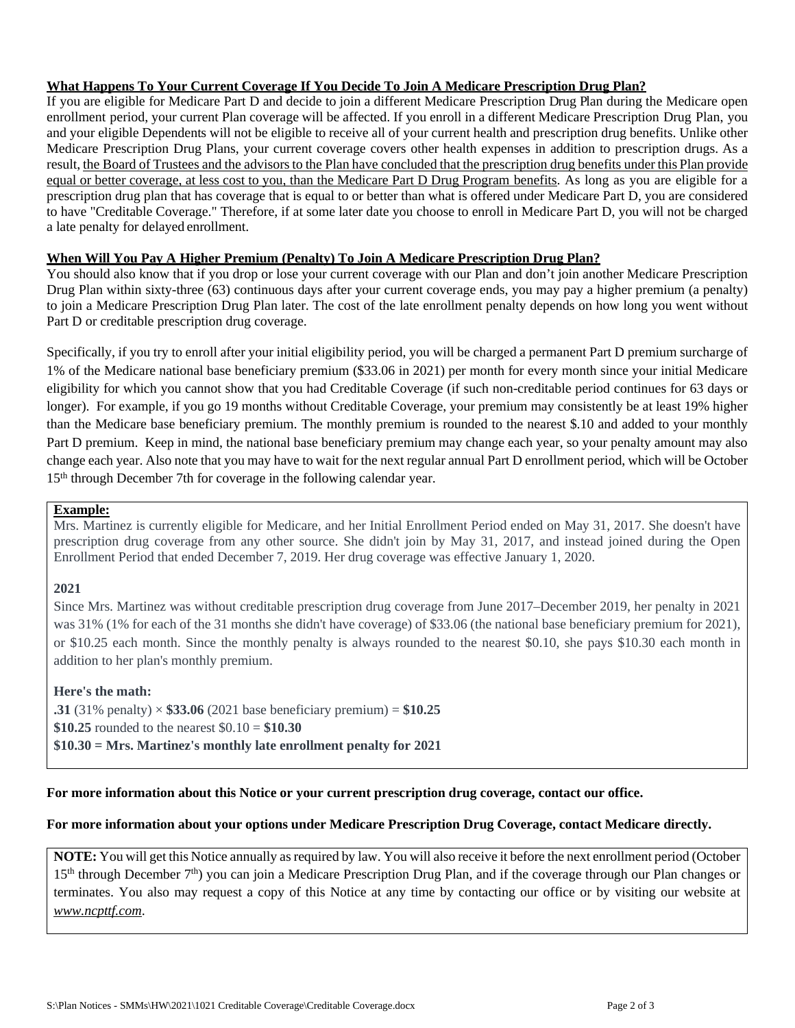**What Happens To Your Current Coverage If You Decide To Join A Medicare Prescription Drug Plan?**

If you are eligible for Medicare Part D and decide to join a different Medicare Prescription Drug Plan during the Medicare open enrollment period, your current Plan coverage will be affected. If you enroll in a different Medicare Prescription Drug Plan, you and your eligible Dependents will not be eligible to receive all of your current health and prescription drug benefits. Unlike other Medicare Prescription Drug Plans, your current coverage covers other health expenses in addition to prescription drugs. As a result, the Board of Trustees and the advisors to the Plan have concluded that the prescription drug benefits under this Plan provide equal or better coverage, at less cost to you, than the Medicare Part D Drug Program benefits. As long as you are eligible for a prescription drug plan that has coverage that is equal to or better than what is offered under Medicare Part D, you are considered to have "Creditable Coverage." Therefore, if at some later date you choose to enroll in Medicare Part D, you will not be charged a late penalty for delayed enrollment.

**When Will You Pay A Higher Premium (Penalty) To Join A Medicare Prescription Drug Plan?**

You should also know that if you drop or lose your current coverage with our Plan and don't join another Medicare Prescription Drug Plan within sixty-three (63) continuous days after your current coverage ends, you may pay a higher premium (a penalty) to join a Medicare Prescription Drug Plan later. The cost of the late enrollment penalty depends on how long you went without Part D or creditable prescription drug coverage.

Specifically, if you try to enroll after your initial eligibility period, you will be charged a permanent Part D premium surcharge of 1% of the Medicare national base beneficiary premium ($33.06 in 2021) per month for every month since your initial Medicare eligibility for which you cannot show that you had Creditable Coverage (if such non-creditable period continues for 63 days or longer). For example, if you go 19 months without Creditable Coverage, your premium may consistently be at least 19% higher than the Medicare base beneficiary premium. The monthly premium is rounded to the nearest $.10 and added to your monthly Part D premium. Keep in mind, the national base beneficiary premium may change each year, so your penalty amount may also change each year. Also note that you may have to wait for the next regular annual Part D enrollment period, which will be October 15th through December 7th for coverage in the following calendar year.

**Example:**

Mrs. Martinez is currently eligible for Medicare, and her Initial Enrollment Period ended on May 31, 2017. She doesn't have prescription drug coverage from any other source. She didn't join by May 31, 2017, and instead joined during the Open Enrollment Period that ended December 7, 2019. Her drug coverage was effective January 1, 2020.

**2021**

Since Mrs. Martinez was without creditable prescription drug coverage from June 2017–December 2019, her penalty in 2021 was 31% (1% for each of the 31 months she didn't have coverage) of $33.06 (the national base beneficiary premium for 2021), or $10.25 each month. Since the monthly penalty is always rounded to the nearest $0.10, she pays $10.30 each month in addition to her plan's monthly premium.

**Here's the math:**

**.31** (31% penalty) × **$33.06** (2021 base beneficiary premium) = **$10.25**
**$10.25** rounded to the nearest $0.10 = **$10.30**
**$10.30 = Mrs. Martinez's monthly late enrollment penalty for 2021**

**For more information about this Notice or your current prescription drug coverage, contact our office.**

**For more information about your options under Medicare Prescription Drug Coverage, contact Medicare directly.**

**NOTE:** You will get this Notice annually as required by law. You will also receive it before the next enrollment period (October 15th through December 7th) you can join a Medicare Prescription Drug Plan, and if the coverage through our Plan changes or terminates. You also may request a copy of this Notice at any time by contacting our office or by visiting our website at *www.ncpttf.com*.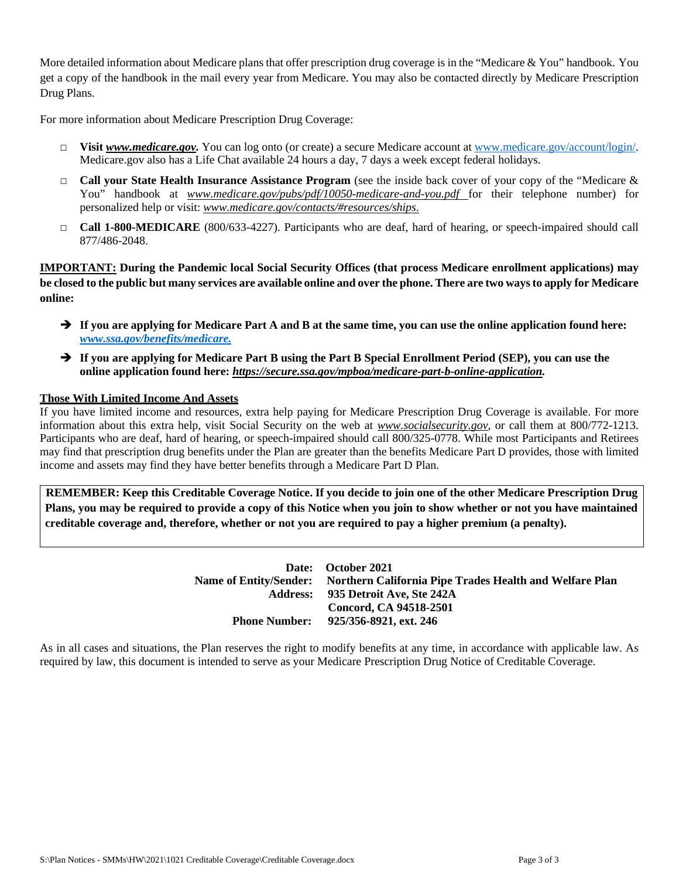More detailed information about Medicare plans that offer prescription drug coverage is in the "Medicare & You" handbook. You get a copy of the handbook in the mail every year from Medicare. You may also be contacted directly by Medicare Prescription Drug Plans.

For more information about Medicare Prescription Drug Coverage:

- **Visit *www.medicare.gov*.** You can log onto (or create) a secure Medicare account at www.medicare.gov/account/login/. Medicare.gov also has a Life Chat available 24 hours a day, 7 days a week except federal holidays.
- **Call your State Health Insurance Assistance Program** (see the inside back cover of your copy of the "Medicare & You" handbook at *www.medicare.gov/pubs/pdf/10050-medicare-and-you.pdf* for their telephone number) for personalized help or visit: *www.medicare.gov/contacts/#resources/ships*.
- **Call 1-800-MEDICARE** (800/633-4227). Participants who are deaf, hard of hearing, or speech-impaired should call 877/486-2048.

**IMPORTANT: During the Pandemic local Social Security Offices (that process Medicare enrollment applications) may be closed to the public but many services are available online and over the phone. There are two ways to apply for Medicare online:**

- ➔ **If you are applying for Medicare Part A and B at the same time, you can use the online application found here: *www.ssa.gov/benefits/medicare.***
- ➔ **If you are applying for Medicare Part B using the Part B Special Enrollment Period (SEP), you can use the online application found here: *https://secure.ssa.gov/mpboa/medicare-part-b-online-application*.**

**Those With Limited Income And Assets**

If you have limited income and resources, extra help paying for Medicare Prescription Drug Coverage is available. For more information about this extra help, visit Social Security on the web at *www.socialsecurity.gov*, or call them at 800/772-1213. Participants who are deaf, hard of hearing, or speech-impaired should call 800/325-0778. While most Participants and Retirees may find that prescription drug benefits under the Plan are greater than the benefits Medicare Part D provides, those with limited income and assets may find they have better benefits through a Medicare Part D Plan.

**REMEMBER: Keep this Creditable Coverage Notice. If you decide to join one of the other Medicare Prescription Drug Plans, you may be required to provide a copy of this Notice when you join to show whether or not you have maintained creditable coverage and, therefore, whether or not you are required to pay a higher premium (a penalty).**

**Date:** **October 2021**
**Name of Entity/Sender:** **Northern California Pipe Trades Health and Welfare Plan**
**Address:** **935 Detroit Ave, Ste 242A**
**Concord, CA 94518-2501**
**Phone Number:** **925/356-8921, ext. 246**

As in all cases and situations, the Plan reserves the right to modify benefits at any time, in accordance with applicable law. As required by law, this document is intended to serve as your Medicare Prescription Drug Notice of Creditable Coverage.

S:\Plan Notices - SMMs\HW\2021\1021 Creditable Coverage\Creditable Coverage.docx